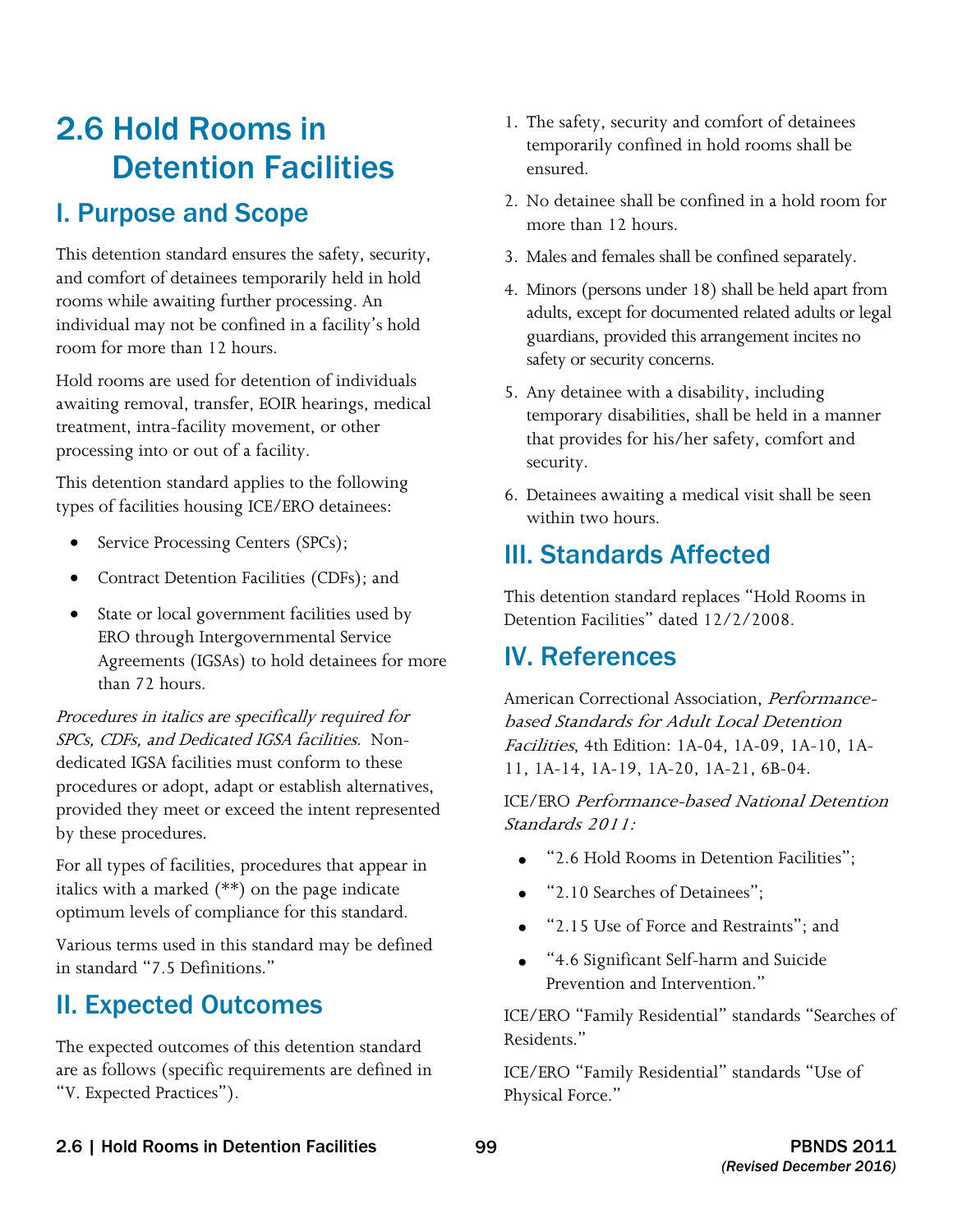# 2.6 Hold Rooms in Detention Facilities

## I. Purpose and Scope

This detention standard ensures the safety, security, and comfort of detainees temporarily held in hold rooms while awaiting further processing. An individual may not be confined in a facility's hold room for more than 12 hours.

Hold rooms are used for detention of individuals awaiting removal, transfer, EOIR hearings, medical treatment, intra-facility movement, or other processing into or out of a facility.

This detention standard applies to the following types of facilities housing ICE/ERO detainees:

- Service Processing Centers (SPCs);
- Contract Detention Facilities (CDFs); and
- State or local government facilities used by ERO through Intergovernmental Service Agreements (IGSAs) to hold detainees for more than 72 hours.

*Procedures in italics are specifically required for SPCs, CDFs, and Dedicated IGSA facilities.* Non-dedicated IGSA facilities must conform to these procedures or adopt, adapt or establish alternatives, provided they meet or exceed the intent represented by these procedures.

For all types of facilities, procedures that appear in italics with a marked (**) on the page indicate optimum levels of compliance for this standard.

Various terms used in this standard may be defined in standard "7.5 Definitions."

## II. Expected Outcomes

The expected outcomes of this detention standard are as follows (specific requirements are defined in "V. Expected Practices").

1. The safety, security and comfort of detainees temporarily confined in hold rooms shall be ensured.
2. No detainee shall be confined in a hold room for more than 12 hours.
3. Males and females shall be confined separately.
4. Minors (persons under 18) shall be held apart from adults, except for documented related adults or legal guardians, provided this arrangement incites no safety or security concerns.
5. Any detainee with a disability, including temporary disabilities, shall be held in a manner that provides for his/her safety, comfort and security.
6. Detainees awaiting a medical visit shall be seen within two hours.

## III. Standards Affected

This detention standard replaces "Hold Rooms in Detention Facilities" dated 12/2/2008.

## IV. References

American Correctional Association, *Performance-based Standards for Adult Local Detention Facilities*, 4th Edition: 1A-04, 1A-09, 1A-10, 1A-11, 1A-14, 1A-19, 1A-20, 1A-21, 6B-04.

ICE/ERO *Performance-based National Detention Standards 2011:*

- "2.6 Hold Rooms in Detention Facilities";
- "2.10 Searches of Detainees";
- "2.15 Use of Force and Restraints"; and
- "4.6 Significant Self-harm and Suicide Prevention and Intervention."

ICE/ERO "Family Residential" standards "Searches of Residents."

ICE/ERO "Family Residential" standards "Use of Physical Force."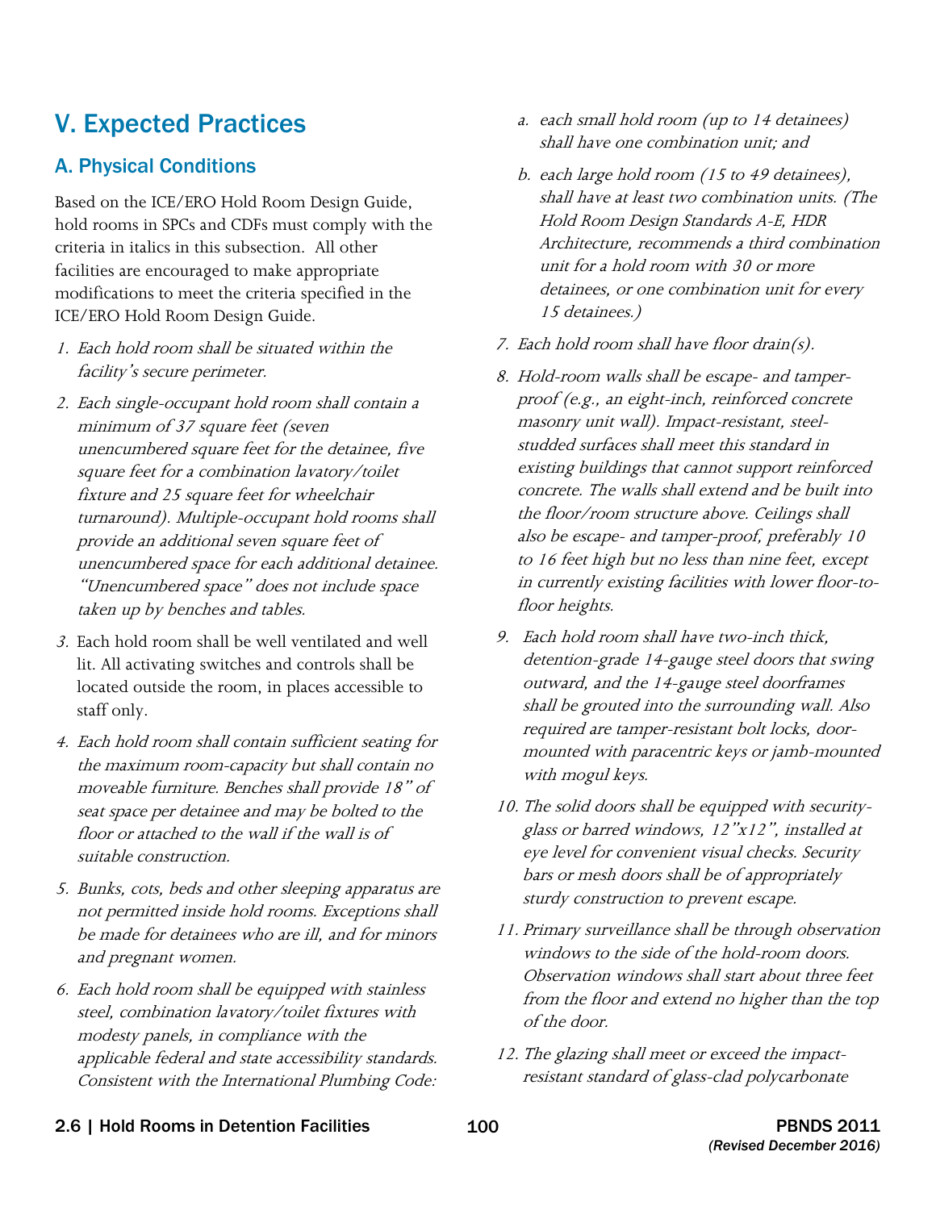# V. Expected Practices

## A. Physical Conditions

Based on the ICE/ERO Hold Room Design Guide, hold rooms in SPCs and CDFs must comply with the criteria in italics in this subsection. All other facilities are encouraged to make appropriate modifications to meet the criteria specified in the ICE/ERO Hold Room Design Guide.

1. *Each hold room shall be situated within the facility's secure perimeter.*
2. *Each single-occupant hold room shall contain a minimum of 37 square feet (seven unencumbered square feet for the detainee, five square feet for a combination lavatory/toilet fixture and 25 square feet for wheelchair turnaround). Multiple-occupant hold rooms shall provide an additional seven square feet of unencumbered space for each additional detainee. "Unencumbered space" does not include space taken up by benches and tables.*
3. Each hold room shall be well ventilated and well lit. All activating switches and controls shall be located outside the room, in places accessible to staff only.
4. *Each hold room shall contain sufficient seating for the maximum room-capacity but shall contain no moveable furniture. Benches shall provide 18" of seat space per detainee and may be bolted to the floor or attached to the wall if the wall is of suitable construction.*
5. *Bunks, cots, beds and other sleeping apparatus are not permitted inside hold rooms. Exceptions shall be made for detainees who are ill, and for minors and pregnant women.*
6. *Each hold room shall be equipped with stainless steel, combination lavatory/toilet fixtures with modesty panels, in compliance with the applicable federal and state accessibility standards. Consistent with the International Plumbing Code:*
   a. *each small hold room (up to 14 detainees) shall have one combination unit; and*
   b. *each large hold room (15 to 49 detainees), shall have at least two combination units. (The Hold Room Design Standards A-E, HDR Architecture, recommends a third combination unit for a hold room with 30 or more detainees, or one combination unit for every 15 detainees.)*
7. *Each hold room shall have floor drain(s).*
8. *Hold-room walls shall be escape- and tamper-proof (e.g., an eight-inch, reinforced concrete masonry unit wall). Impact-resistant, steel-studded surfaces shall meet this standard in existing buildings that cannot support reinforced concrete. The walls shall extend and be built into the floor/room structure above. Ceilings shall also be escape- and tamper-proof, preferably 10 to 16 feet high but no less than nine feet, except in currently existing facilities with lower floor-to-floor heights.*
9. *Each hold room shall have two-inch thick, detention-grade 14-gauge steel doors that swing outward, and the 14-gauge steel doorframes shall be grouted into the surrounding wall. Also required are tamper-resistant bolt locks, door-mounted with paracentric keys or jamb-mounted with mogul keys.*
10. *The solid doors shall be equipped with security-glass or barred windows, 12"x12", installed at eye level for convenient visual checks. Security bars or mesh doors shall be of appropriately sturdy construction to prevent escape.*
11. *Primary surveillance shall be through observation windows to the side of the hold-room doors. Observation windows shall start about three feet from the floor and extend no higher than the top of the door.*
12. *The glazing shall meet or exceed the impact-resistant standard of glass-clad polycarbonate*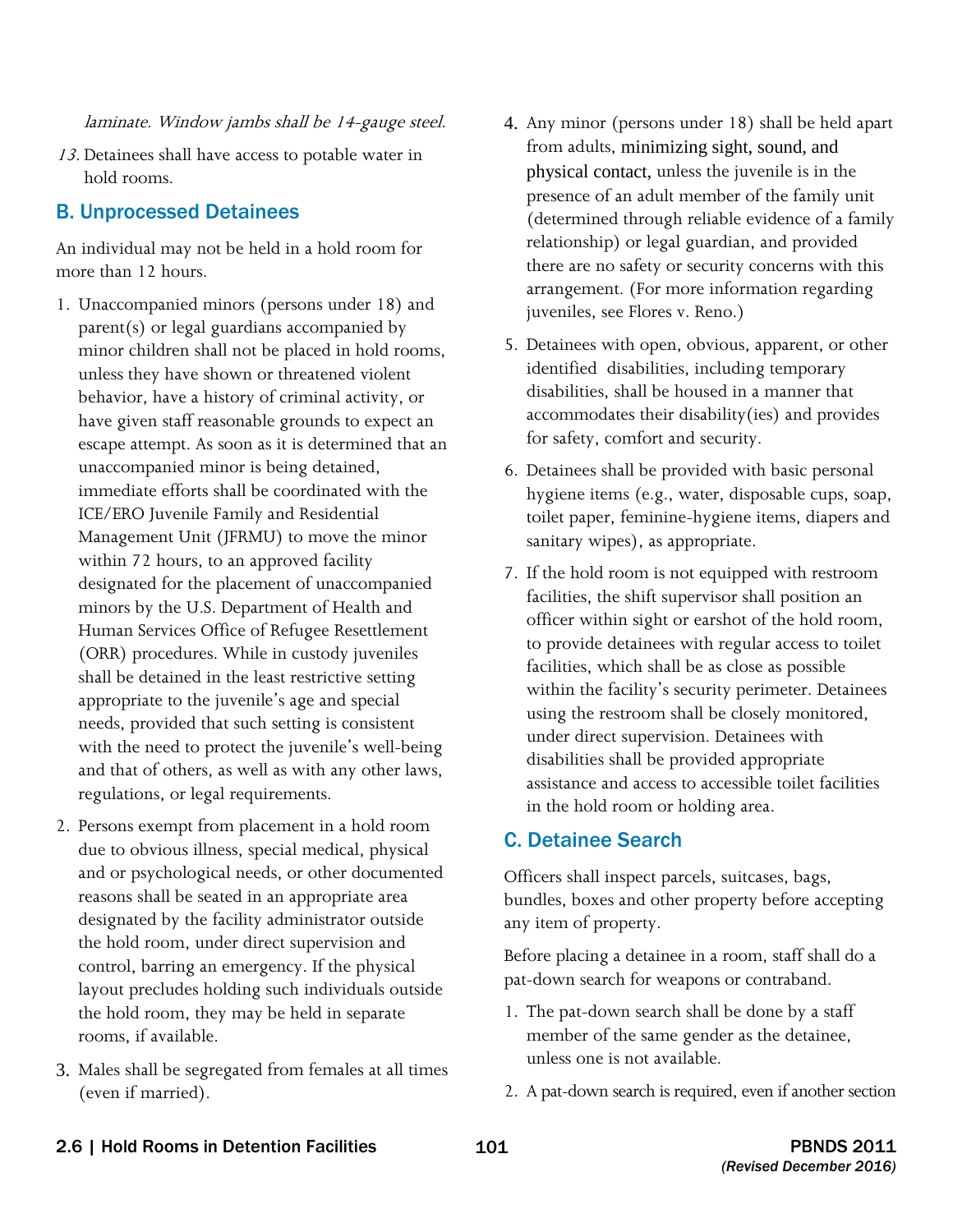*laminate. Window jambs shall be 14-gauge steel.*

13. Detainees shall have access to potable water in hold rooms.

## B. Unprocessed Detainees

An individual may not be held in a hold room for more than 12 hours.

1. Unaccompanied minors (persons under 18) and parent(s) or legal guardians accompanied by minor children shall not be placed in hold rooms, unless they have shown or threatened violent behavior, have a history of criminal activity, or have given staff reasonable grounds to expect an escape attempt. As soon as it is determined that an unaccompanied minor is being detained, immediate efforts shall be coordinated with the ICE/ERO Juvenile Family and Residential Management Unit (JFRMU) to move the minor within 72 hours, to an approved facility designated for the placement of unaccompanied minors by the U.S. Department of Health and Human Services Office of Refugee Resettlement (ORR) procedures. While in custody juveniles shall be detained in the least restrictive setting appropriate to the juvenile's age and special needs, provided that such setting is consistent with the need to protect the juvenile's well-being and that of others, as well as with any other laws, regulations, or legal requirements.
2. Persons exempt from placement in a hold room due to obvious illness, special medical, physical and or psychological needs, or other documented reasons shall be seated in an appropriate area designated by the facility administrator outside the hold room, under direct supervision and control, barring an emergency. If the physical layout precludes holding such individuals outside the hold room, they may be held in separate rooms, if available.
3. Males shall be segregated from females at all times (even if married).
4. Any minor (persons under 18) shall be held apart from adults, minimizing sight, sound, and physical contact, unless the juvenile is in the presence of an adult member of the family unit (determined through reliable evidence of a family relationship) or legal guardian, and provided there are no safety or security concerns with this arrangement. (For more information regarding juveniles, see Flores v. Reno.)
5. Detainees with open, obvious, apparent, or other identified disabilities, including temporary disabilities, shall be housed in a manner that accommodates their disability(ies) and provides for safety, comfort and security.
6. Detainees shall be provided with basic personal hygiene items (e.g., water, disposable cups, soap, toilet paper, feminine-hygiene items, diapers and sanitary wipes), as appropriate.
7. If the hold room is not equipped with restroom facilities, the shift supervisor shall position an officer within sight or earshot of the hold room, to provide detainees with regular access to toilet facilities, which shall be as close as possible within the facility's security perimeter. Detainees using the restroom shall be closely monitored, under direct supervision. Detainees with disabilities shall be provided appropriate assistance and access to accessible toilet facilities in the hold room or holding area.

## C. Detainee Search

Officers shall inspect parcels, suitcases, bags, bundles, boxes and other property before accepting any item of property.

Before placing a detainee in a room, staff shall do a pat-down search for weapons or contraband.

1. The pat-down search shall be done by a staff member of the same gender as the detainee, unless one is not available.
2. A pat-down search is required, even if another section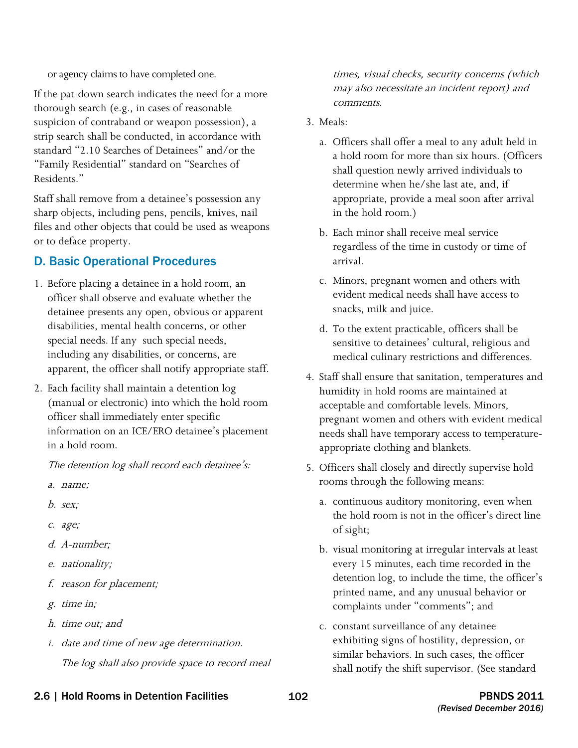or agency claims to have completed one.

If the pat-down search indicates the need for a more thorough search (e.g., in cases of reasonable suspicion of contraband or weapon possession), a strip search shall be conducted, in accordance with standard "2.10 Searches of Detainees" and/or the "Family Residential" standard on "Searches of Residents."

Staff shall remove from a detainee's possession any sharp objects, including pens, pencils, knives, nail files and other objects that could be used as weapons or to deface property.

## D. Basic Operational Procedures

1. Before placing a detainee in a hold room, an officer shall observe and evaluate whether the detainee presents any open, obvious or apparent disabilities, mental health concerns, or other special needs. If any such special needs, including any disabilities, or concerns, are apparent, the officer shall notify appropriate staff.

2. Each facility shall maintain a detention log (manual or electronic) into which the hold room officer shall immediately enter specific information on an ICE/ERO detainee's placement in a hold room.

   *The detention log shall record each detainee's:*

   *a. name;*

   *b. sex;*

   *c. age;*

   *d. A-number;*

   *e. nationality;*

   *f. reason for placement;*

   *g. time in;*

   *h. time out; and*

   *i. date and time of new age determination.*

   *The log shall also provide space to record meal times, visual checks, security concerns (which may also necessitate an incident report) and comments.*

3. Meals:

   a. Officers shall offer a meal to any adult held in a hold room for more than six hours. (Officers shall question newly arrived individuals to determine when he/she last ate, and, if appropriate, provide a meal soon after arrival in the hold room.)

   b. Each minor shall receive meal service regardless of the time in custody or time of arrival.

   c. Minors, pregnant women and others with evident medical needs shall have access to snacks, milk and juice.

   d. To the extent practicable, officers shall be sensitive to detainees' cultural, religious and medical culinary restrictions and differences.

4. Staff shall ensure that sanitation, temperatures and humidity in hold rooms are maintained at acceptable and comfortable levels. Minors, pregnant women and others with evident medical needs shall have temporary access to temperature-appropriate clothing and blankets.

5. Officers shall closely and directly supervise hold rooms through the following means:

   a. continuous auditory monitoring, even when the hold room is not in the officer's direct line of sight;

   b. visual monitoring at irregular intervals at least every 15 minutes, each time recorded in the detention log, to include the time, the officer's printed name, and any unusual behavior or complaints under "comments"; and

   c. constant surveillance of any detainee exhibiting signs of hostility, depression, or similar behaviors. In such cases, the officer shall notify the shift supervisor. (See standard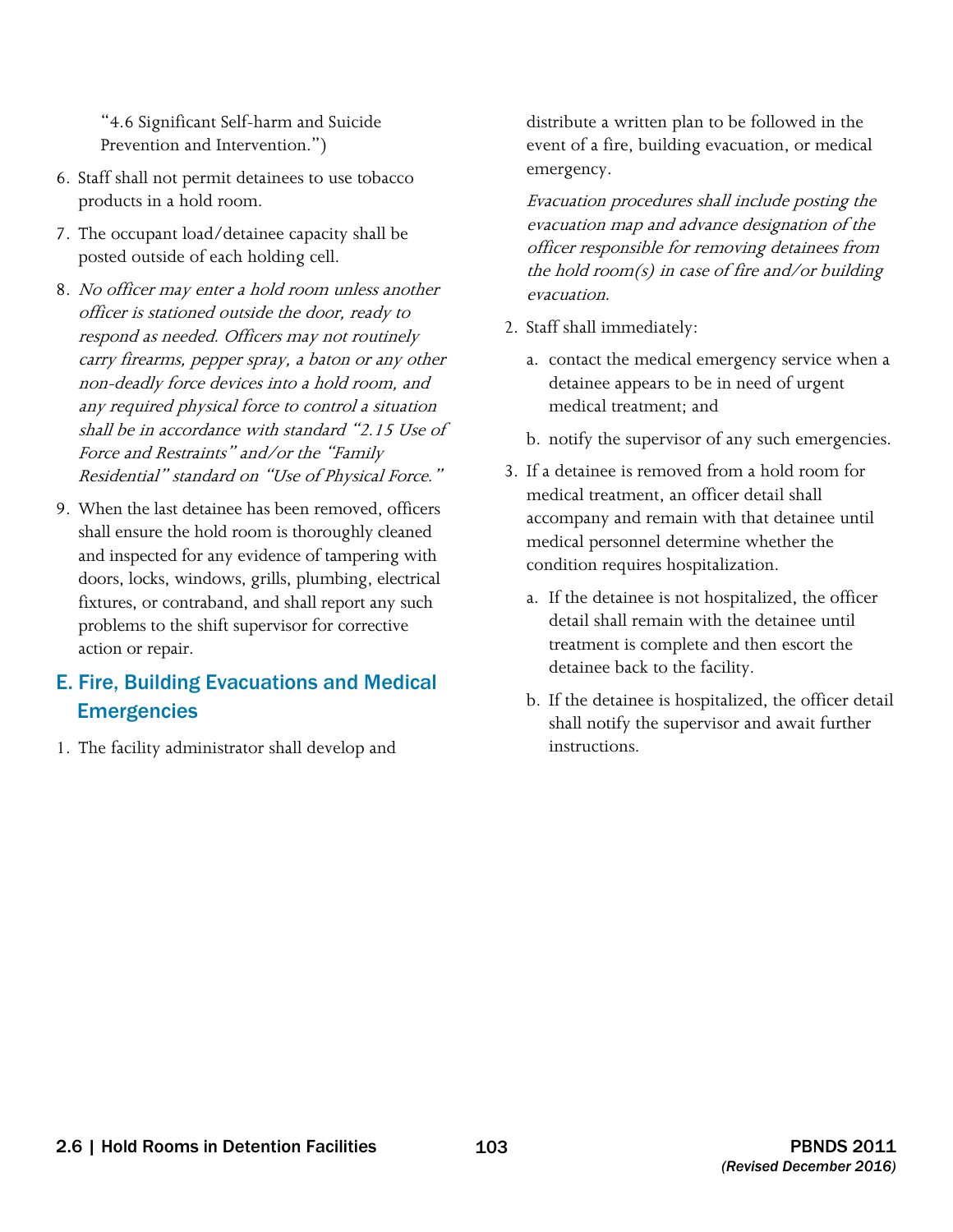"4.6 Significant Self-harm and Suicide Prevention and Intervention.")

6. Staff shall not permit detainees to use tobacco products in a hold room.
7. The occupant load/detainee capacity shall be posted outside of each holding cell.
8. *No officer may enter a hold room unless another officer is stationed outside the door, ready to respond as needed. Officers may not routinely carry firearms, pepper spray, a baton or any other non-deadly force devices into a hold room, and any required physical force to control a situation shall be in accordance with standard "2.15 Use of Force and Restraints" and/or the "Family Residential" standard on "Use of Physical Force."*
9. When the last detainee has been removed, officers shall ensure the hold room is thoroughly cleaned and inspected for any evidence of tampering with doors, locks, windows, grills, plumbing, electrical fixtures, or contraband, and shall report any such problems to the shift supervisor for corrective action or repair.

## E. Fire, Building Evacuations and Medical Emergencies

1. The facility administrator shall develop and distribute a written plan to be followed in the event of a fire, building evacuation, or medical emergency.

   *Evacuation procedures shall include posting the evacuation map and advance designation of the officer responsible for removing detainees from the hold room(s) in case of fire and/or building evacuation.*

2. Staff shall immediately:
   a. contact the medical emergency service when a detainee appears to be in need of urgent medical treatment; and
   b. notify the supervisor of any such emergencies.
3. If a detainee is removed from a hold room for medical treatment, an officer detail shall accompany and remain with that detainee until medical personnel determine whether the condition requires hospitalization.
   a. If the detainee is not hospitalized, the officer detail shall remain with the detainee until treatment is complete and then escort the detainee back to the facility.
   b. If the detainee is hospitalized, the officer detail shall notify the supervisor and await further instructions.